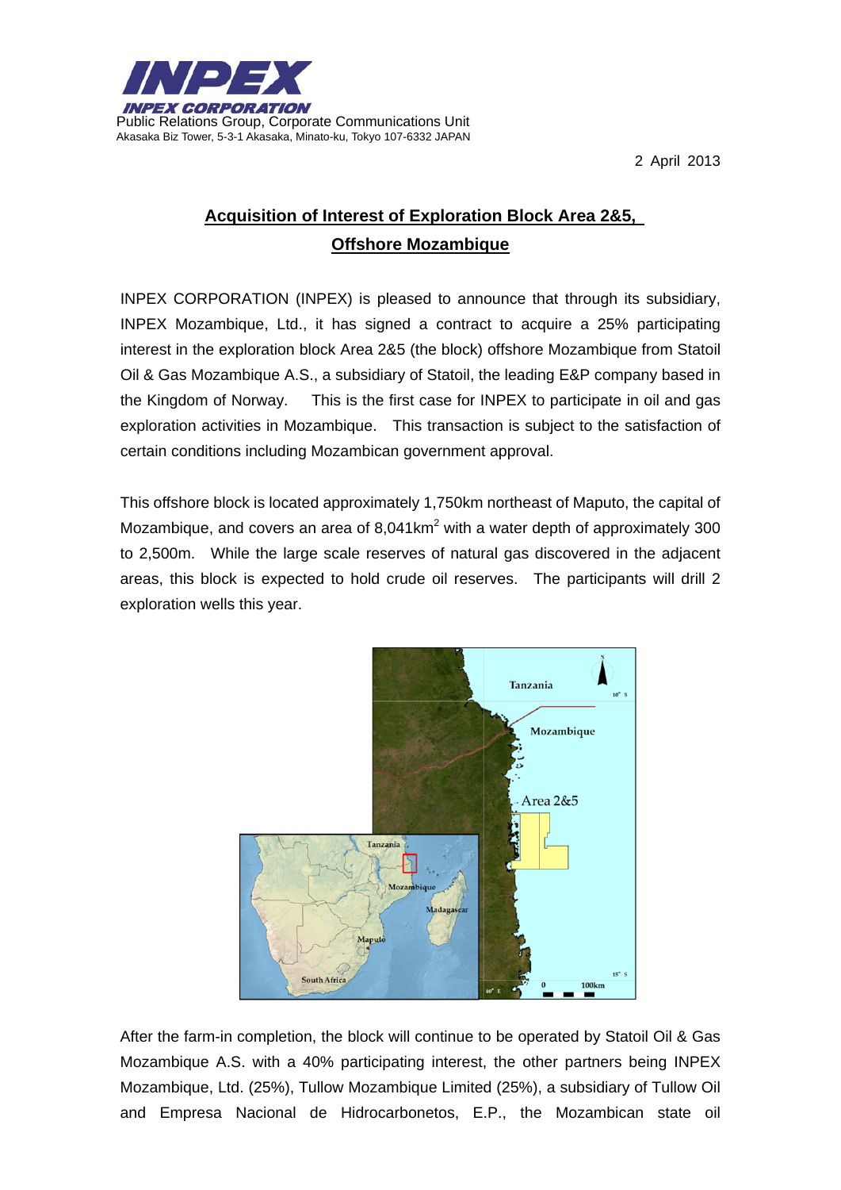INPEX CORPORATION

Public Relations Group, Corporate Communications Unit
Akasaka Biz Tower, 5-3-1 Akasaka, Minato-ku, Tokyo 107-6332 JAPAN

2 April 2013

## Acquisition of Interest of Exploration Block Area 2&5, Offshore Mozambique

INPEX CORPORATION (INPEX) is pleased to announce that through its subsidiary, INPEX Mozambique, Ltd., it has signed a contract to acquire a 25% participating interest in the exploration block Area 2&5 (the block) offshore Mozambique from Statoil Oil & Gas Mozambique A.S., a subsidiary of Statoil, the leading E&P company based in the Kingdom of Norway. This is the first case for INPEX to participate in oil and gas exploration activities in Mozambique. This transaction is subject to the satisfaction of certain conditions including Mozambican government approval.

This offshore block is located approximately 1,750km northeast of Maputo, the capital of Mozambique, and covers an area of 8,041km$^2$ with a water depth of approximately 300 to 2,500m. While the large scale reserves of natural gas discovered in the adjacent areas, this block is expected to hold crude oil reserves. The participants will drill 2 exploration wells this year.

After the farm-in completion, the block will continue to be operated by Statoil Oil & Gas Mozambique A.S. with a 40% participating interest, the other partners being INPEX Mozambique, Ltd. (25%), Tullow Mozambique Limited (25%), a subsidiary of Tullow Oil and Empresa Nacional de Hidrocarbonetos, E.P., the Mozambican state oil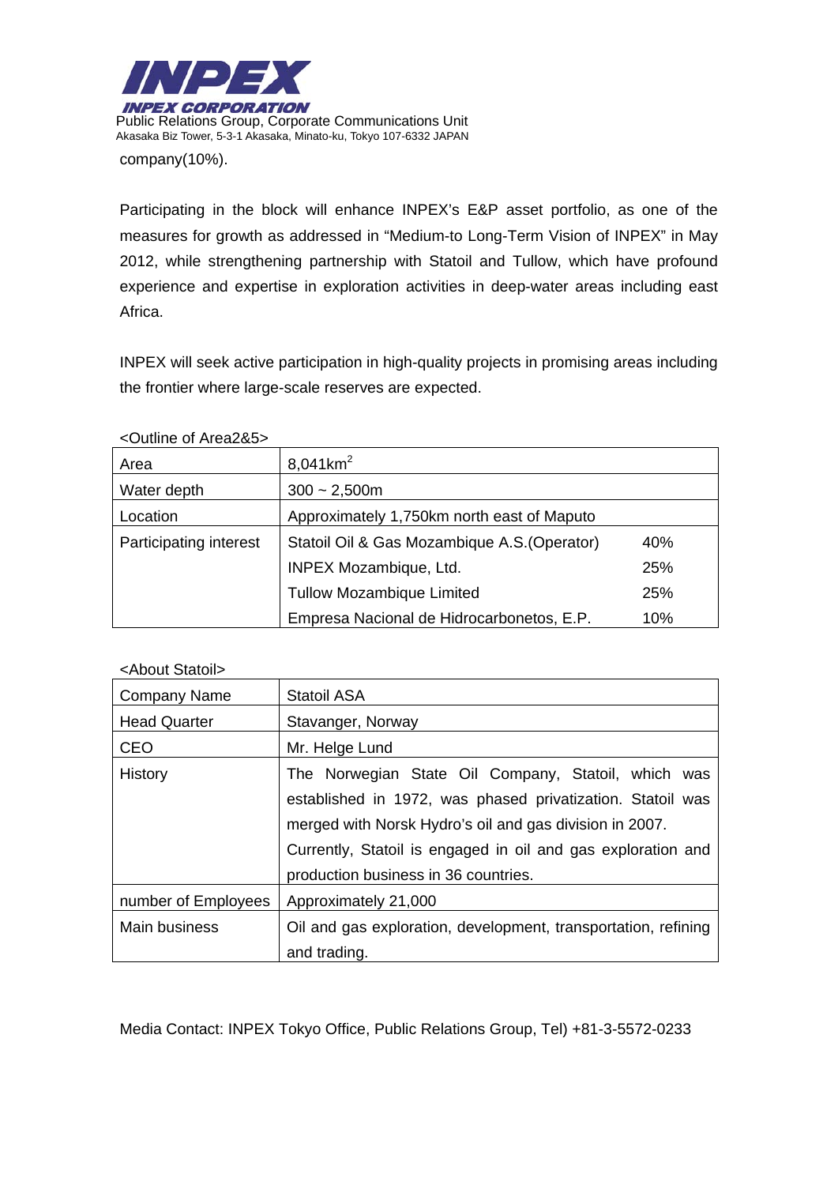company(10%).

Participating in the block will enhance INPEX's E&P asset portfolio, as one of the measures for growth as addressed in "Medium-to Long-Term Vision of INPEX" in May 2012, while strengthening partnership with Statoil and Tullow, which have profound experience and expertise in exploration activities in deep-water areas including east Africa.

INPEX will seek active participation in high-quality projects in promising areas including the frontier where large-scale reserves are expected.

<Outline of Area2&5>

| | | |
|---|---|---|
| Area | 8,041km$^2$ | |
| Water depth | 300 ~ 2,500m | |
| Location | Approximately 1,750km north east of Maputo | |
| Participating interest | Statoil Oil & Gas Mozambique A.S.(Operator) | 40% |
| | INPEX Mozambique, Ltd. | 25% |
| | Tullow Mozambique Limited | 25% |
| | Empresa Nacional de Hidrocarbonetos, E.P. | 10% |

<About Statoil>

| | |
|---|---|
| Company Name | Statoil ASA |
| Head Quarter | Stavanger, Norway |
| CEO | Mr. Helge Lund |
| History | The Norwegian State Oil Company, Statoil, which was established in 1972, was phased privatization. Statoil was merged with Norsk Hydro's oil and gas division in 2007. Currently, Statoil is engaged in oil and gas exploration and production business in 36 countries. |
| number of Employees | Approximately 21,000 |
| Main business | Oil and gas exploration, development, transportation, refining and trading. |

Media Contact: INPEX Tokyo Office, Public Relations Group, Tel) +81-3-5572-0233